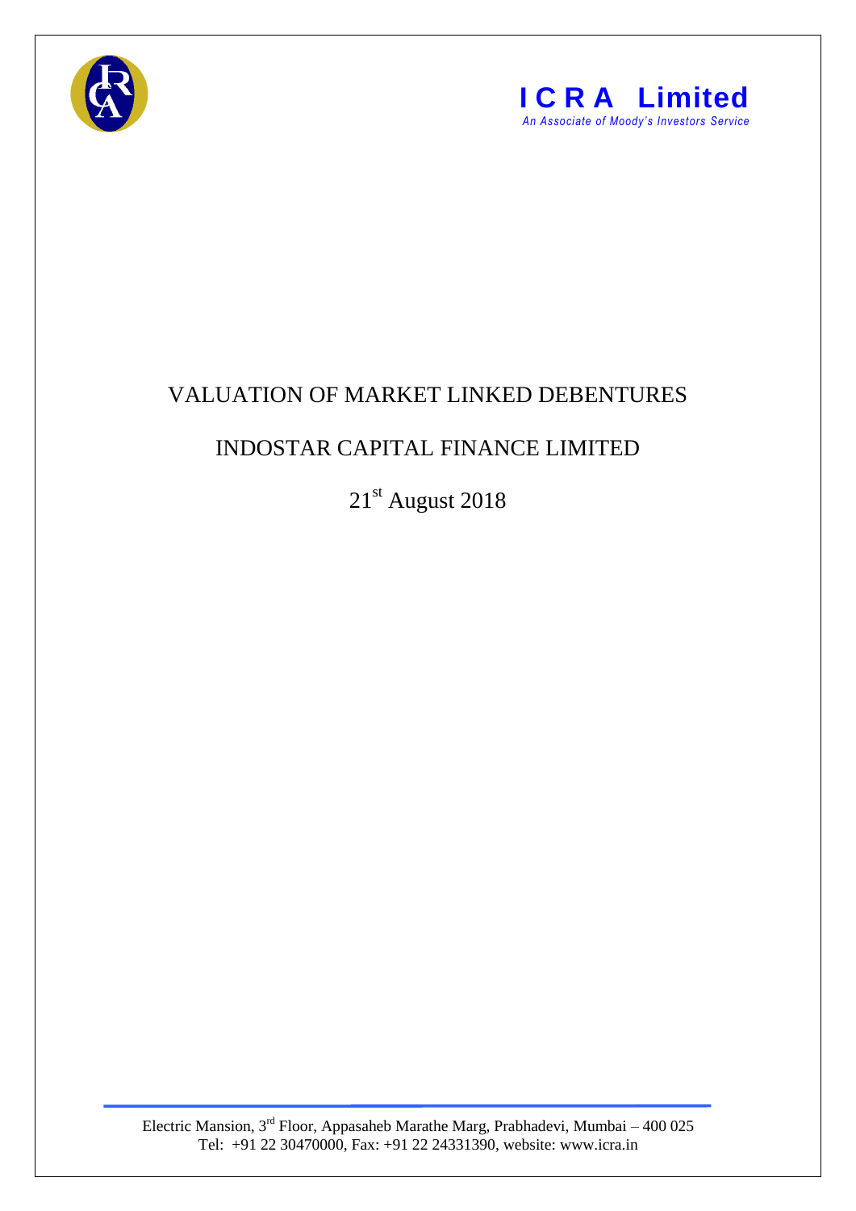**ICRA Limited**
*An Associate of Moody's Investors Service*

# VALUATION OF MARKET LINKED DEBENTURES

## INDOSTAR CAPITAL FINANCE LIMITED

21st August 2018

Electric Mansion, 3rd Floor, Appasaheb Marathe Marg, Prabhadevi, Mumbai – 400 025
Tel: +91 22 30470000, Fax: +91 22 24331390, website: www.icra.in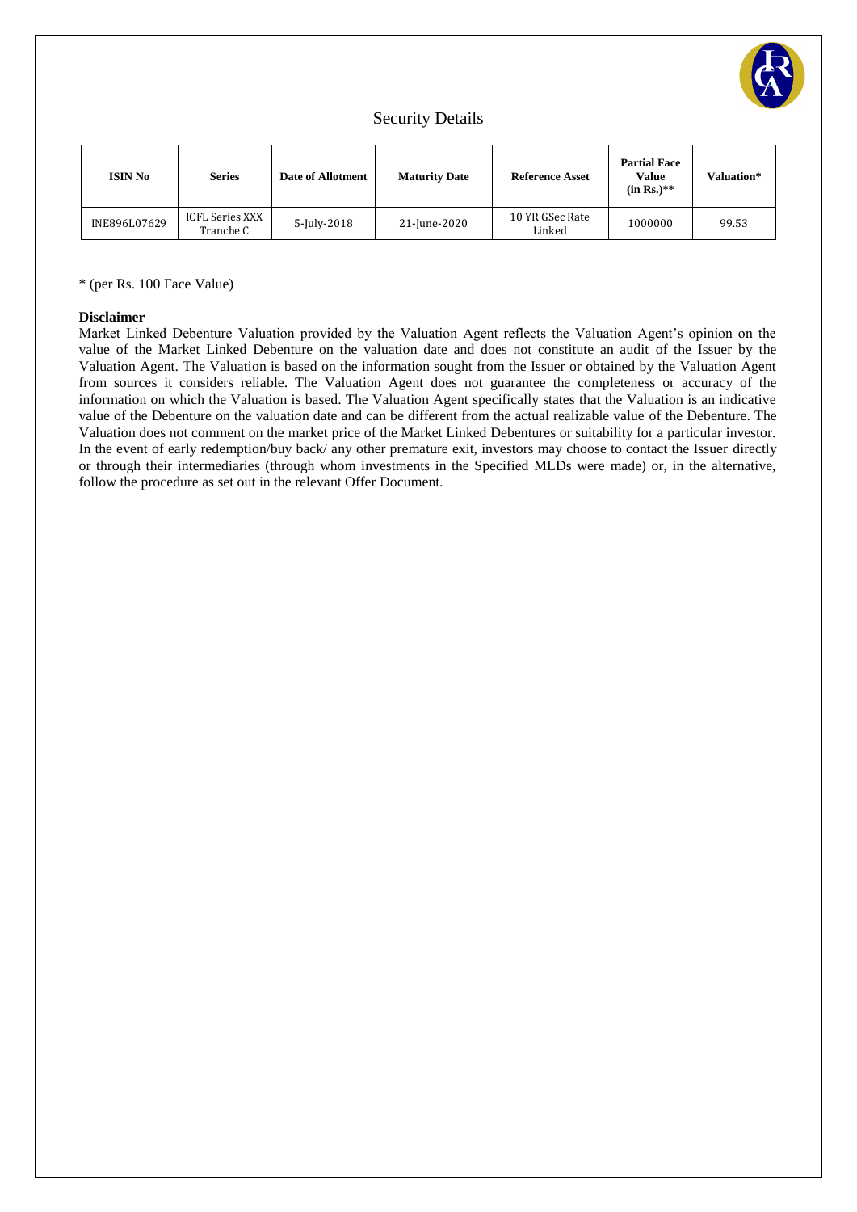## Security Details

| ISIN No | Series | Date of Allotment | Maturity Date | Reference Asset | Partial Face Value (in Rs.)** | Valuation* |
|---|---|---|---|---|---|---|
| INE896L07629 | ICFL Series XXX Tranche C | 5-July-2018 | 21-June-2020 | 10 YR GSec Rate Linked | 1000000 | 99.53 |

* (per Rs. 100 Face Value)

**Disclaimer**

Market Linked Debenture Valuation provided by the Valuation Agent reflects the Valuation Agent's opinion on the value of the Market Linked Debenture on the valuation date and does not constitute an audit of the Issuer by the Valuation Agent. The Valuation is based on the information sought from the Issuer or obtained by the Valuation Agent from sources it considers reliable. The Valuation Agent does not guarantee the completeness or accuracy of the information on which the Valuation is based. The Valuation Agent specifically states that the Valuation is an indicative value of the Debenture on the valuation date and can be different from the actual realizable value of the Debenture. The Valuation does not comment on the market price of the Market Linked Debentures or suitability for a particular investor. In the event of early redemption/buy back/ any other premature exit, investors may choose to contact the Issuer directly or through their intermediaries (through whom investments in the Specified MLDs were made) or, in the alternative, follow the procedure as set out in the relevant Offer Document.